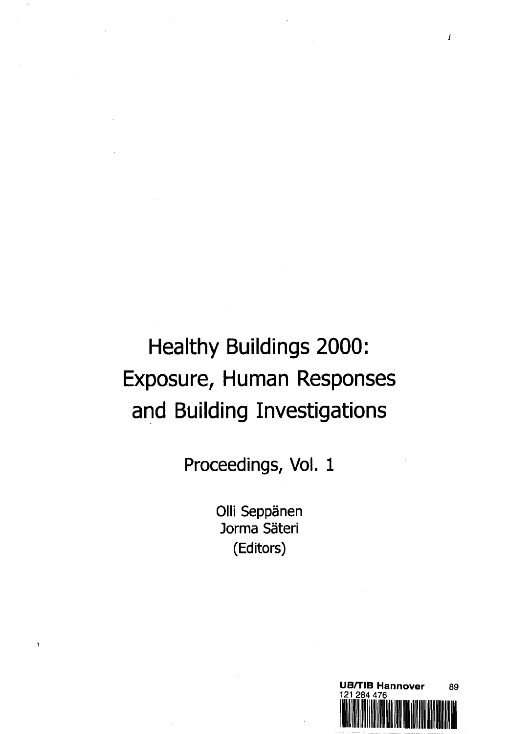# Healthy Buildings 2000: Exposure, Human Responses and Building Investigations

Proceedings, Vol. 1

Olli Seppänen
Jorma Säteri
(Editors)

UB/TIB Hannover 89
121 284 476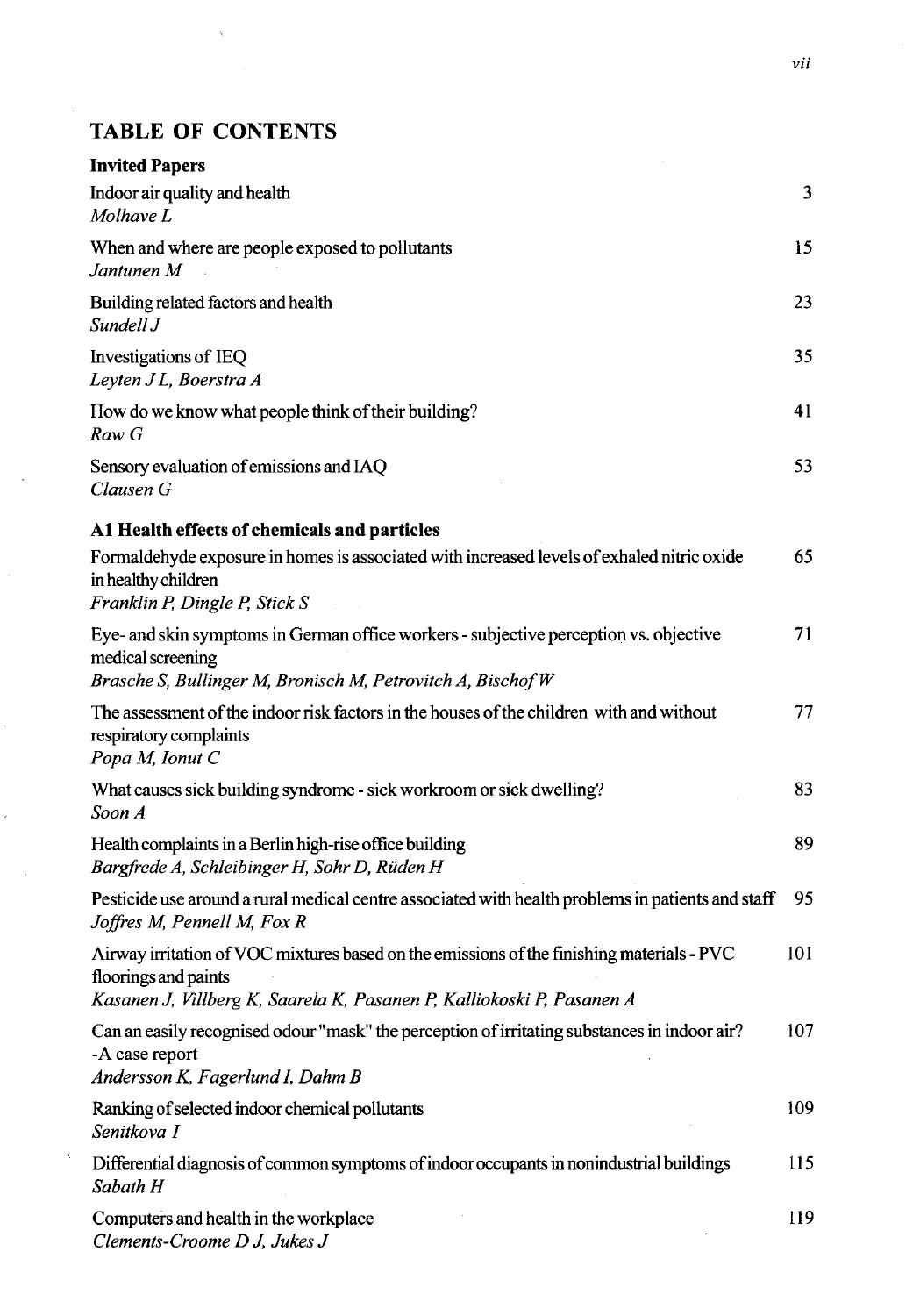# TABLE OF CONTENTS

## Invited Papers

Indoor air quality and health — 3
*Molhave L*

When and where are people exposed to pollutants — 15
*Jantunen M*

Building related factors and health — 23
*Sundell J*

Investigations of IEQ — 35
*Leyten J L, Boerstra A*

How do we know what people think of their building? — 41
*Raw G*

Sensory evaluation of emissions and IAQ — 53
*Clausen G*

## A1 Health effects of chemicals and particles

Formaldehyde exposure in homes is associated with increased levels of exhaled nitric oxide in healthy children — 65
*Franklin P, Dingle P, Stick S*

Eye- and skin symptoms in German office workers - subjective perception vs. objective medical screening — 71
*Brasche S, Bullinger M, Bronisch M, Petrovitch A, Bischof W*

The assessment of the indoor risk factors in the houses of the children with and without respiratory complaints — 77
*Popa M, Ionut C*

What causes sick building syndrome - sick workroom or sick dwelling? — 83
*Soon A*

Health complaints in a Berlin high-rise office building — 89
*Bargfrede A, Schleibinger H, Sohr D, Rüden H*

Pesticide use around a rural medical centre associated with health problems in patients and staff — 95
*Joffres M, Pennell M, Fox R*

Airway irritation of VOC mixtures based on the emissions of the finishing materials - PVC floorings and paints — 101
*Kasanen J, Villberg K, Saarela K, Pasanen P, Kalliokoski P, Pasanen A*

Can an easily recognised odour "mask" the perception of irritating substances in indoor air? -A case report — 107
*Andersson K, Fagerlund I, Dahm B*

Ranking of selected indoor chemical pollutants — 109
*Senitkova I*

Differential diagnosis of common symptoms of indoor occupants in nonindustrial buildings — 115
*Sabath H*

Computers and health in the workplace — 119
*Clements-Croome D J, Jukes J*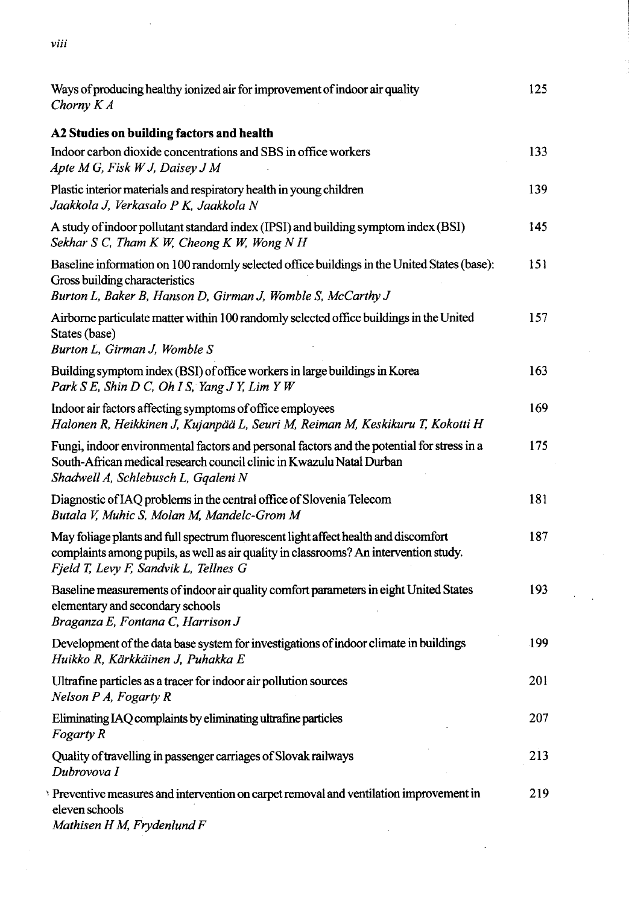Ways of producing healthy ionized air for improvement of indoor air quality 125
*Chorny K A*

## A2 Studies on building factors and health

Indoor carbon dioxide concentrations and SBS in office workers 133
*Apte M G, Fisk W J, Daisey J M*

Plastic interior materials and respiratory health in young children 139
*Jaakkola J, Verkasalo P K, Jaakkola N*

A study of indoor pollutant standard index (IPSI) and building symptom index (BSI) 145
*Sekhar S C, Tham K W, Cheong K W, Wong N H*

Baseline information on 100 randomly selected office buildings in the United States (base): Gross building characteristics 151
*Burton L, Baker B, Hanson D, Girman J, Womble S, McCarthy J*

Airborne particulate matter within 100 randomly selected office buildings in the United States (base) 157
*Burton L, Girman J, Womble S*

Building symptom index (BSI) of office workers in large buildings in Korea 163
*Park S E, Shin D C, Oh I S, Yang J Y, Lim Y W*

Indoor air factors affecting symptoms of office employees 169
*Halonen R, Heikkinen J, Kujanpää L, Seuri M, Reiman M, Keskikuru T, Kokotti H*

Fungi, indoor environmental factors and personal factors and the potential for stress in a South-African medical research council clinic in Kwazulu Natal Durban 175
*Shadwell A, Schlebusch L, Gqaleni N*

Diagnostic of IAQ problems in the central office of Slovenia Telecom 181
*Butala V, Muhic S, Molan M, Mandelc-Grom M*

May foliage plants and full spectrum fluorescent light affect health and discomfort complaints among pupils, as well as air quality in classrooms? An intervention study. 187
*Fjeld T, Levy F, Sandvik L, Tellnes G*

Baseline measurements of indoor air quality comfort parameters in eight United States elementary and secondary schools 193
*Braganza E, Fontana C, Harrison J*

Development of the data base system for investigations of indoor climate in buildings 199
*Huikko R, Kärkkäinen J, Puhakka E*

Ultrafine particles as a tracer for indoor air pollution sources 201
*Nelson P A, Fogarty R*

Eliminating IAQ complaints by eliminating ultrafine particles 207
*Fogarty R*

Quality of travelling in passenger carriages of Slovak railways 213
*Dubrovova I*

Preventive measures and intervention on carpet removal and ventilation improvement in eleven schools 219
*Mathisen H M, Frydenlund F*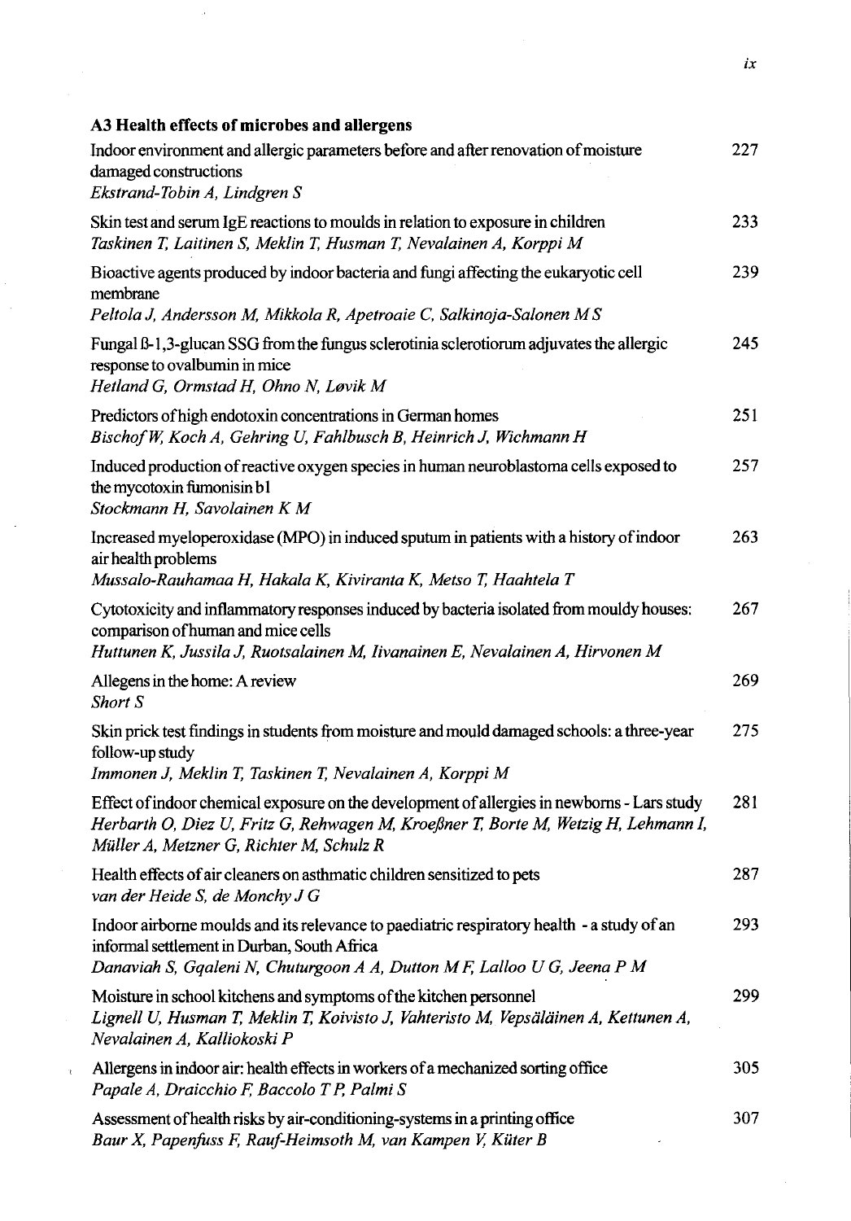## A3 Health effects of microbes and allergens

| | |
|---|---|
| Indoor environment and allergic parameters before and after renovation of moisture damaged constructions<br>*Ekstrand-Tobin A, Lindgren S* | 227 |
| Skin test and serum IgE reactions to moulds in relation to exposure in children<br>*Taskinen T, Laitinen S, Meklin T, Husman T, Nevalainen A, Korppi M* | 233 |
| Bioactive agents produced by indoor bacteria and fungi affecting the eukaryotic cell membrane<br>*Peltola J, Andersson M, Mikkola R, Apetroaie C, Salkinoja-Salonen M S* | 239 |
| Fungal ß-1,3-glucan SSG from the fungus sclerotinia sclerotiorum adjuvates the allergic response to ovalbumin in mice<br>*Hetland G, Ormstad H, Ohno N, Løvik M* | 245 |
| Predictors of high endotoxin concentrations in German homes<br>*Bischof W, Koch A, Gehring U, Fahlbusch B, Heinrich J, Wichmann H* | 251 |
| Induced production of reactive oxygen species in human neuroblastoma cells exposed to the mycotoxin fumonisin b1<br>*Stockmann H, Savolainen K M* | 257 |
| Increased myeloperoxidase (MPO) in induced sputum in patients with a history of indoor air health problems<br>*Mussalo-Rauhamaa H, Hakala K, Kiviranta K, Metso T, Haahtela T* | 263 |
| Cytotoxicity and inflammatory responses induced by bacteria isolated from mouldy houses: comparison of human and mice cells<br>*Huttunen K, Jussila J, Ruotsalainen M, Iivanainen E, Nevalainen A, Hirvonen M* | 267 |
| Allegens in the home: A review<br>*Short S* | 269 |
| Skin prick test findings in students from moisture and mould damaged schools: a three-year follow-up study<br>*Immonen J, Meklin T, Taskinen T, Nevalainen A, Korppi M* | 275 |
| Effect of indoor chemical exposure on the development of allergies in newborns - Lars study<br>*Herbarth O, Diez U, Fritz G, Rehwagen M, Kroeßner T, Borte M, Wetzig H, Lehmann I, Müller A, Metzner G, Richter M, Schulz R* | 281 |
| Health effects of air cleaners on asthmatic children sensitized to pets<br>*van der Heide S, de Monchy J G* | 287 |
| Indoor airborne moulds and its relevance to paediatric respiratory health - a study of an informal settlement in Durban, South Africa<br>*Danaviah S, Gqaleni N, Chuturgoon A A, Dutton M F, Lalloo U G, Jeena P M* | 293 |
| Moisture in school kitchens and symptoms of the kitchen personnel<br>*Lignell U, Husman T, Meklin T, Koivisto J, Vahteristo M, Vepsäläinen A, Kettunen A, Nevalainen A, Kalliokoski P* | 299 |
| Allergens in indoor air: health effects in workers of a mechanized sorting office<br>*Papale A, Draicchio F, Baccolo T P, Palmi S* | 305 |
| Assessment of health risks by air-conditioning-systems in a printing office<br>*Baur X, Papenfuss F, Rauf-Heimsoth M, van Kampen V, Küter B* | 307 |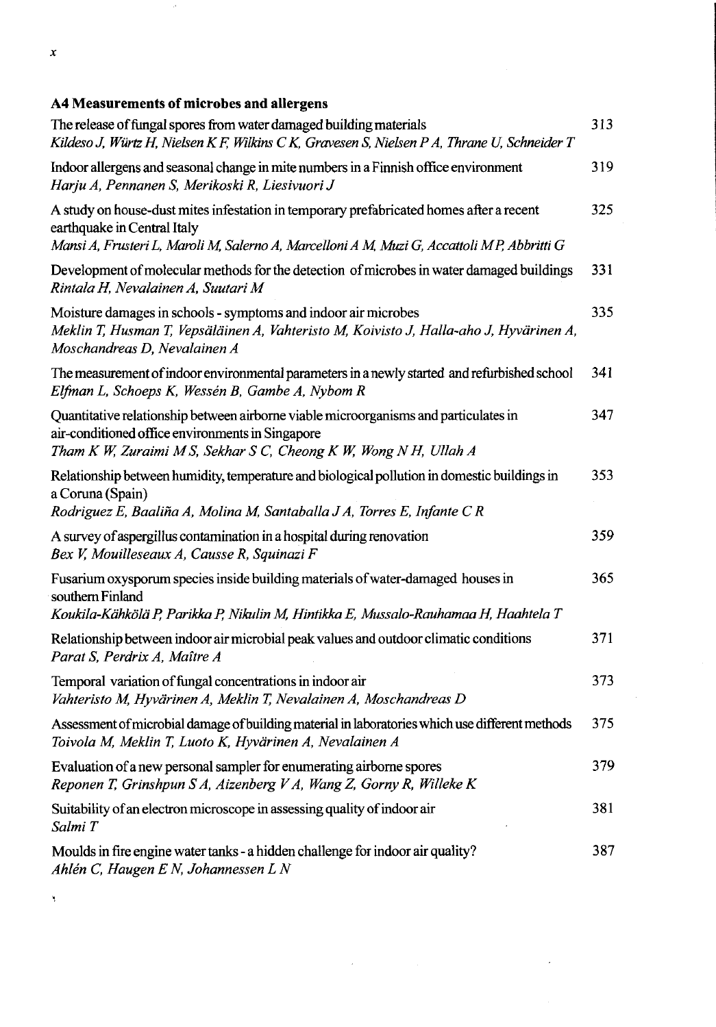## A4 Measurements of microbes and allergens

The release of fungal spores from water damaged building materials — 313
*Kildeso J, Würtz H, Nielsen K F, Wilkins C K, Gravesen S, Nielsen P A, Thrane U, Schneider T*

Indoor allergens and seasonal change in mite numbers in a Finnish office environment — 319
*Harju A, Pennanen S, Merikoski R, Liesivuori J*

A study on house-dust mites infestation in temporary prefabricated homes after a recent earthquake in Central Italy — 325
*Mansi A, Frusteri L, Maroli M, Salerno A, Marcelloni A M, Muzi G, Accattoli M P, Abbritti G*

Development of molecular methods for the detection of microbes in water damaged buildings — 331
*Rintala H, Nevalainen A, Suutari M*

Moisture damages in schools - symptoms and indoor air microbes — 335
*Meklin T, Husman T, Vepsäläinen A, Vahteristo M, Koivisto J, Halla-aho J, Hyvärinen A, Moschandreas D, Nevalainen A*

The measurement of indoor environmental parameters in a newly started and refurbished school — 341
*Elfman L, Schoeps K, Wessén B, Gambe A, Nybom R*

Quantitative relationship between airborne viable microorganisms and particulates in air-conditioned office environments in Singapore — 347
*Tham K W, Zuraimi M S, Sekhar S C, Cheong K W, Wong N H, Ullah A*

Relationship between humidity, temperature and biological pollution in domestic buildings in a Coruna (Spain) — 353
*Rodriguez E, Baaliña A, Molina M, Santaballa J A, Torres E, Infante C R*

A survey of aspergillus contamination in a hospital during renovation — 359
*Bex V, Mouilleseaux A, Causse R, Squinazi F*

Fusarium oxysporum species inside building materials of water-damaged houses in southern Finland — 365
*Koukila-Kähkölä P, Parikka P, Nikulin M, Hintikka E, Mussalo-Rauhamaa H, Haahtela T*

Relationship between indoor air microbial peak values and outdoor climatic conditions — 371
*Parat S, Perdrix A, Maître A*

Temporal variation of fungal concentrations in indoor air — 373
*Vahteristo M, Hyvärinen A, Meklin T, Nevalainen A, Moschandreas D*

Assessment of microbial damage of building material in laboratories which use different methods — 375
*Toivola M, Meklin T, Luoto K, Hyvärinen A, Nevalainen A*

Evaluation of a new personal sampler for enumerating airborne spores — 379
*Reponen T, Grinshpun S A, Aizenberg V A, Wang Z, Gorny R, Willeke K*

Suitability of an electron microscope in assessing quality of indoor air — 381
*Salmi T*

Moulds in fire engine water tanks - a hidden challenge for indoor air quality? — 387
*Ahlén C, Haugen E N, Johannessen L N*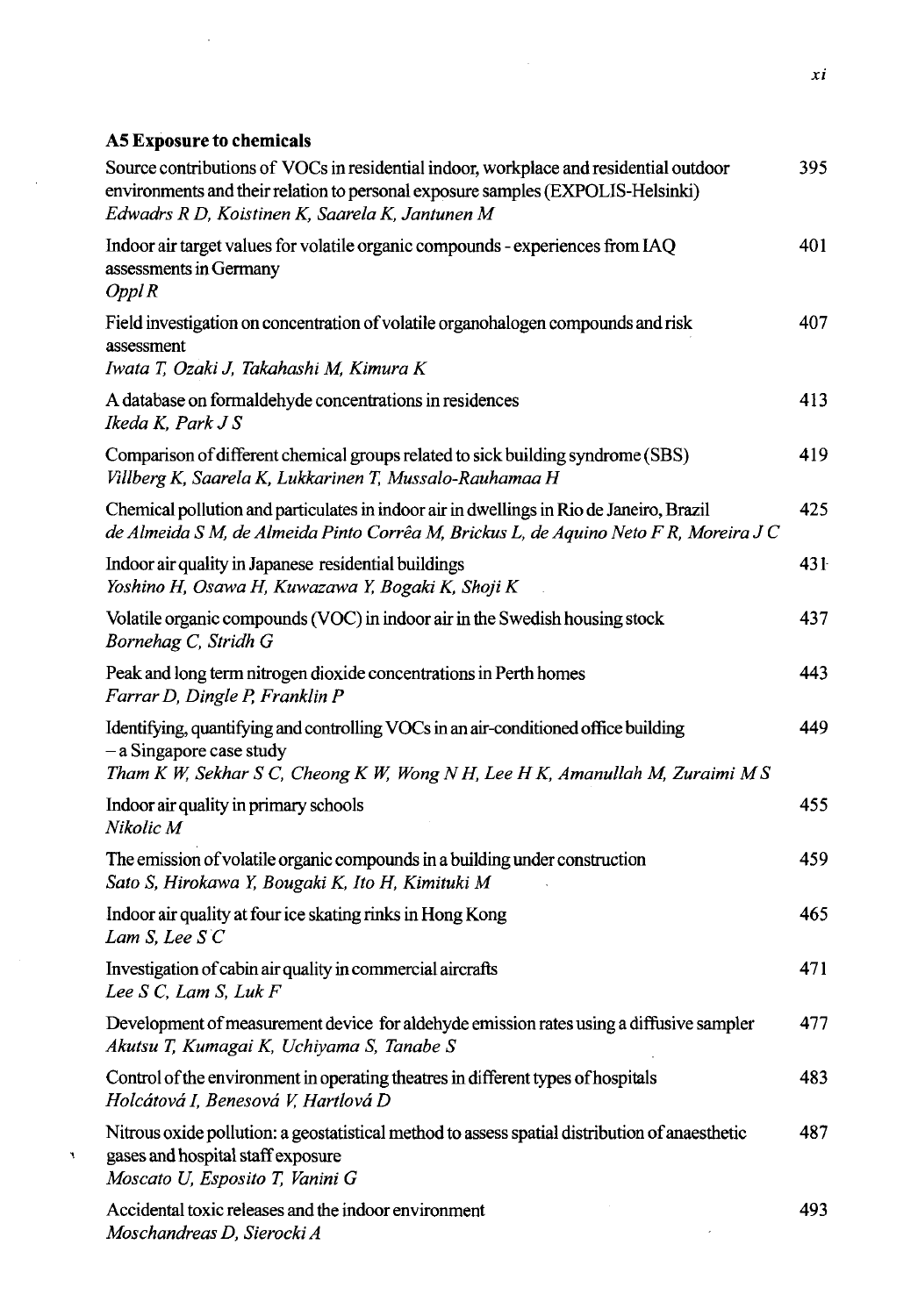**A5 Exposure to chemicals**

Source contributions of VOCs in residential indoor, workplace and residential outdoor environments and their relation to personal exposure samples (EXPOLIS-Helsinki) 395
*Edwadrs R D, Koistinen K, Saarela K, Jantunen M*

Indoor air target values for volatile organic compounds - experiences from IAQ assessments in Germany 401
*Oppl R*

Field investigation on concentration of volatile organohalogen compounds and risk assessment 407
*Iwata T, Ozaki J, Takahashi M, Kimura K*

A database on formaldehyde concentrations in residences 413
*Ikeda K, Park J S*

Comparison of different chemical groups related to sick building syndrome (SBS) 419
*Villberg K, Saarela K, Lukkarinen T, Mussalo-Rauhamaa H*

Chemical pollution and particulates in indoor air in dwellings in Rio de Janeiro, Brazil 425
*de Almeida S M, de Almeida Pinto Corrêa M, Brickus L, de Aquino Neto F R, Moreira J C*

Indoor air quality in Japanese residential buildings 431
*Yoshino H, Osawa H, Kuwazawa Y, Bogaki K, Shoji K*

Volatile organic compounds (VOC) in indoor air in the Swedish housing stock 437
*Bornehag C, Stridh G*

Peak and long term nitrogen dioxide concentrations in Perth homes 443
*Farrar D, Dingle P, Franklin P*

Identifying, quantifying and controlling VOCs in an air-conditioned office building – a Singapore case study 449
*Tham K W, Sekhar S C, Cheong K W, Wong N H, Lee H K, Amanullah M, Zuraimi M S*

Indoor air quality in primary schools 455
*Nikolic M*

The emission of volatile organic compounds in a building under construction 459
*Sato S, Hirokawa Y, Bougaki K, Ito H, Kimituki M*

Indoor air quality at four ice skating rinks in Hong Kong 465
*Lam S, Lee S C*

Investigation of cabin air quality in commercial aircrafts 471
*Lee S C, Lam S, Luk F*

Development of measurement device for aldehyde emission rates using a diffusive sampler 477
*Akutsu T, Kumagai K, Uchiyama S, Tanabe S*

Control of the environment in operating theatres in different types of hospitals 483
*Holcátová I, Benesová V, Hartlová D*

Nitrous oxide pollution: a geostatistical method to assess spatial distribution of anaesthetic gases and hospital staff exposure 487
*Moscato U, Esposito T, Vanini G*

Accidental toxic releases and the indoor environment 493
*Moschandreas D, Sierocki A*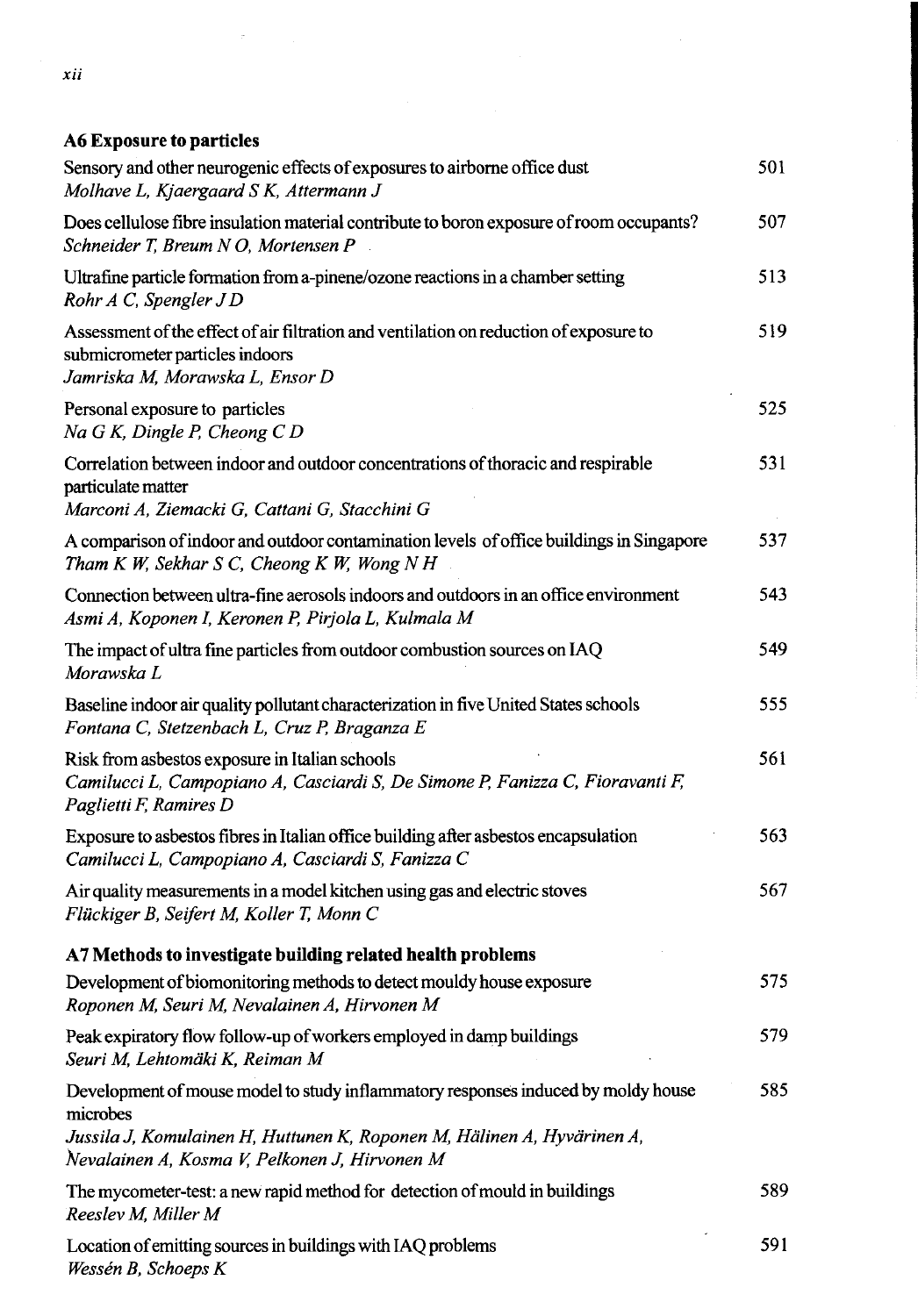## A6 Exposure to particles

| | |
|---|---|
| Sensory and other neurogenic effects of exposures to airborne office dust<br>*Molhave L, Kjaergaard S K, Attermann J* | 501 |
| Does cellulose fibre insulation material contribute to boron exposure of room occupants?<br>*Schneider T, Breum N O, Mortensen P* | 507 |
| Ultrafine particle formation from a-pinene/ozone reactions in a chamber setting<br>*Rohr A C, Spengler J D* | 513 |
| Assessment of the effect of air filtration and ventilation on reduction of exposure to submicrometer particles indoors<br>*Jamriska M, Morawska L, Ensor D* | 519 |
| Personal exposure to particles<br>*Na G K, Dingle P, Cheong C D* | 525 |
| Correlation between indoor and outdoor concentrations of thoracic and respirable particulate matter<br>*Marconi A, Ziemacki G, Cattani G, Stacchini G* | 531 |
| A comparison of indoor and outdoor contamination levels of office buildings in Singapore<br>*Tham K W, Sekhar S C, Cheong K W, Wong N H* | 537 |
| Connection between ultra-fine aerosols indoors and outdoors in an office environment<br>*Asmi A, Koponen I, Keronen P, Pirjola L, Kulmala M* | 543 |
| The impact of ultra fine particles from outdoor combustion sources on IAQ<br>*Morawska L* | 549 |
| Baseline indoor air quality pollutant characterization in five United States schools<br>*Fontana C, Stetzenbach L, Cruz P, Braganza E* | 555 |
| Risk from asbestos exposure in Italian schools<br>*Camilucci L, Campopiano A, Casciardi S, De Simone P, Fanizza C, Fioravanti F, Paglietti F, Ramires D* | 561 |
| Exposure to asbestos fibres in Italian office building after asbestos encapsulation<br>*Camilucci L, Campopiano A, Casciardi S, Fanizza C* | 563 |
| Air quality measurements in a model kitchen using gas and electric stoves<br>*Flückiger B, Seifert M, Koller T, Monn C* | 567 |

## A7 Methods to investigate building related health problems

| | |
|---|---|
| Development of biomonitoring methods to detect mouldy house exposure<br>*Roponen M, Seuri M, Nevalainen A, Hirvonen M* | 575 |
| Peak expiratory flow follow-up of workers employed in damp buildings<br>*Seuri M, Lehtomäki K, Reiman M* | 579 |
| Development of mouse model to study inflammatory responses induced by moldy house microbes<br>*Jussila J, Komulainen H, Huttunen K, Roponen M, Hälinen A, Hyvärinen A, Nevalainen A, Kosma V, Pelkonen J, Hirvonen M* | 585 |
| The mycometer-test: a new rapid method for detection of mould in buildings<br>*Reeslev M, Miller M* | 589 |
| Location of emitting sources in buildings with IAQ problems<br>*Wessén B, Schoeps K* | 591 |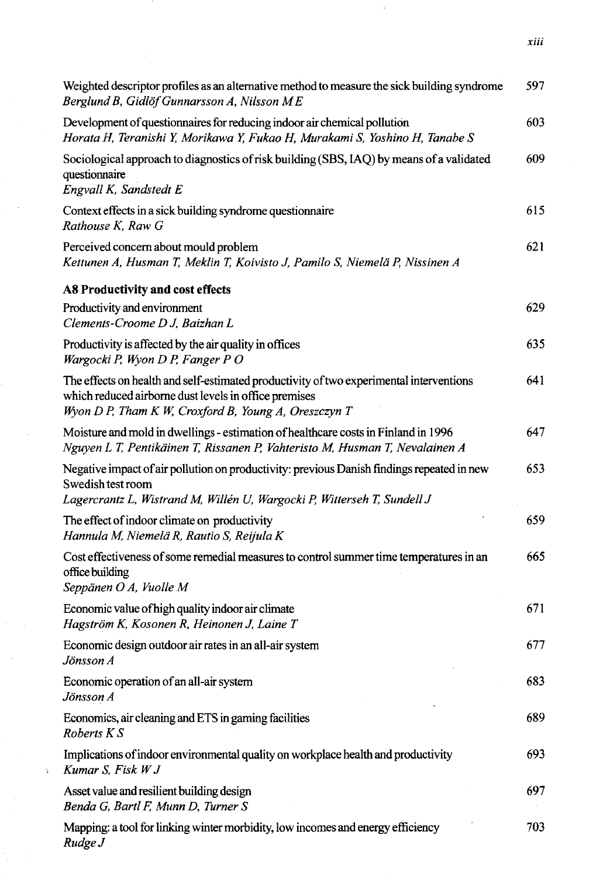Weighted descriptor profiles as an alternative method to measure the sick building syndrome 597
*Berglund B, Gidlöf Gunnarsson A, Nilsson M E*

Development of questionnaires for reducing indoor air chemical pollution 603
*Horata H, Teranishi Y, Morikawa Y, Fukao H, Murakami S, Yoshino H, Tanabe S*

Sociological approach to diagnostics of risk building (SBS, IAQ) by means of a validated questionnaire 609
*Engvall K, Sandstedt E*

Context effects in a sick building syndrome questionnaire 615
*Rathouse K, Raw G*

Perceived concern about mould problem 621
*Kettunen A, Husman T, Meklin T, Koivisto J, Pamilo S, Niemelä P, Nissinen A*

**A8 Productivity and cost effects**

Productivity and environment 629
*Clements-Croome D J, Baizhan L*

Productivity is affected by the air quality in offices 635
*Wargocki P, Wyon D P, Fanger P O*

The effects on health and self-estimated productivity of two experimental interventions which reduced airborne dust levels in office premises 641
*Wyon D P, Tham K W, Croxford B, Young A, Oreszczyn T*

Moisture and mold in dwellings - estimation of healthcare costs in Finland in 1996 647
*Nguyen L T, Pentikäinen T, Rissanen P, Vahteristo M, Husman T, Nevalainen A*

Negative impact of air pollution on productivity: previous Danish findings repeated in new Swedish test room 653
*Lagercrantz L, Wistrand M, Willén U, Wargocki P, Witterseh T, Sundell J*

The effect of indoor climate on productivity 659
*Hannula M, Niemelä R, Rautio S, Reijula K*

Cost effectiveness of some remedial measures to control summer time temperatures in an office building 665
*Seppänen O A, Vuolle M*

Economic value of high quality indoor air climate 671
*Hagström K, Kosonen R, Heinonen J, Laine T*

Economic design outdoor air rates in an all-air system 677
*Jönsson A*

Economic operation of an all-air system 683
*Jönsson A*

Economics, air cleaning and ETS in gaming facilities 689
*Roberts K S*

Implications of indoor environmental quality on workplace health and productivity 693
*Kumar S, Fisk W J*

Asset value and resilient building design 697
*Benda G, Bartl F, Munn D, Turner S*

Mapping: a tool for linking winter morbidity, low incomes and energy efficiency 703
*Rudge J*